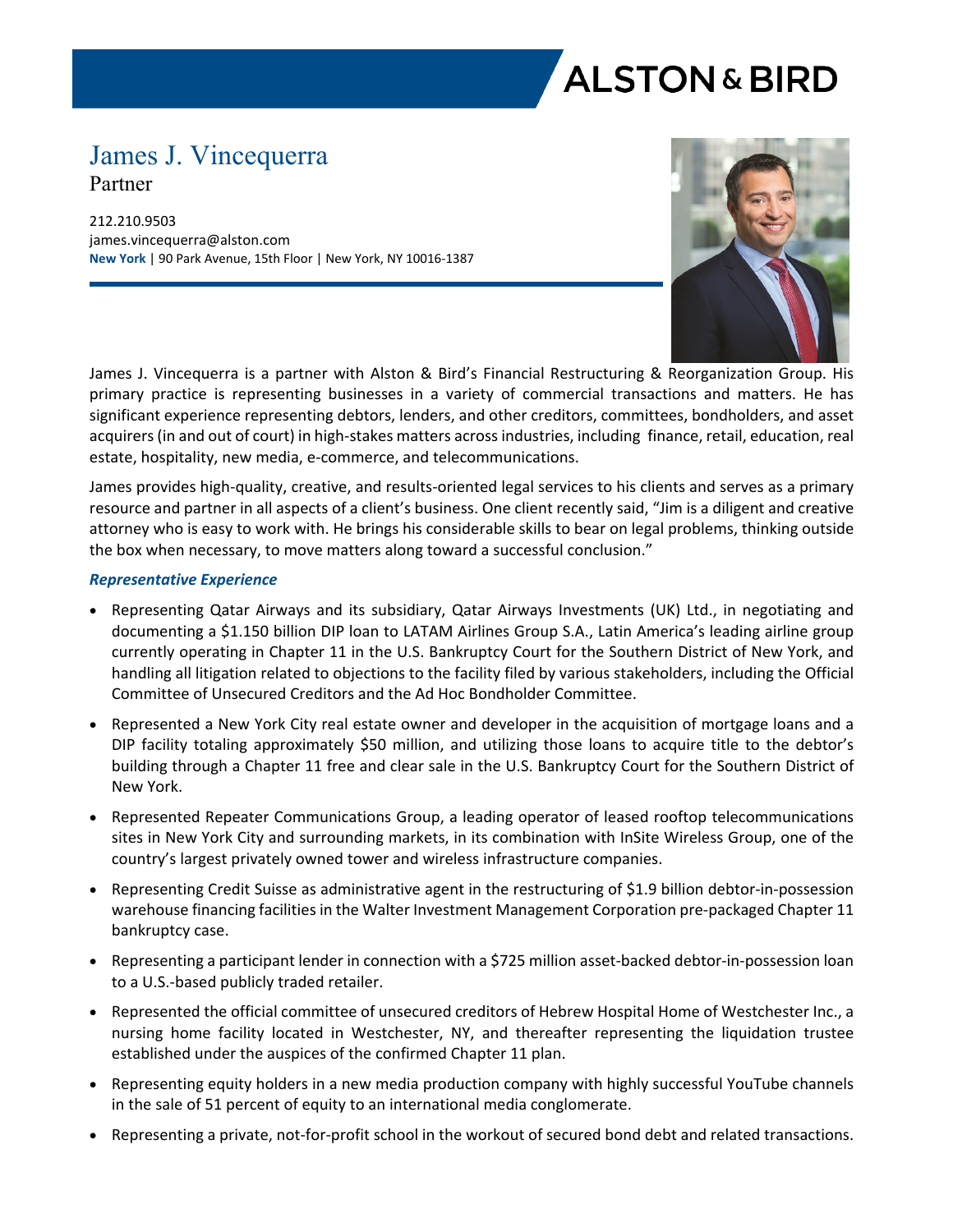# James J. Vincequerra

Partner

212.210.9503
james.vincequerra@alston.com
**New York** | 90 Park Avenue, 15th Floor | New York, NY 10016-1387

James J. Vincequerra is a partner with Alston & Bird's Financial Restructuring & Reorganization Group. His primary practice is representing businesses in a variety of commercial transactions and matters. He has significant experience representing debtors, lenders, and other creditors, committees, bondholders, and asset acquirers (in and out of court) in high-stakes matters across industries, including finance, retail, education, real estate, hospitality, new media, e-commerce, and telecommunications.

James provides high-quality, creative, and results-oriented legal services to his clients and serves as a primary resource and partner in all aspects of a client's business. One client recently said, "Jim is a diligent and creative attorney who is easy to work with. He brings his considerable skills to bear on legal problems, thinking outside the box when necessary, to move matters along toward a successful conclusion."

***Representative Experience***

- Representing Qatar Airways and its subsidiary, Qatar Airways Investments (UK) Ltd., in negotiating and documenting a $1.150 billion DIP loan to LATAM Airlines Group S.A., Latin America's leading airline group currently operating in Chapter 11 in the U.S. Bankruptcy Court for the Southern District of New York, and handling all litigation related to objections to the facility filed by various stakeholders, including the Official Committee of Unsecured Creditors and the Ad Hoc Bondholder Committee.
- Represented a New York City real estate owner and developer in the acquisition of mortgage loans and a DIP facility totaling approximately $50 million, and utilizing those loans to acquire title to the debtor's building through a Chapter 11 free and clear sale in the U.S. Bankruptcy Court for the Southern District of New York.
- Represented Repeater Communications Group, a leading operator of leased rooftop telecommunications sites in New York City and surrounding markets, in its combination with InSite Wireless Group, one of the country's largest privately owned tower and wireless infrastructure companies.
- Representing Credit Suisse as administrative agent in the restructuring of $1.9 billion debtor-in-possession warehouse financing facilities in the Walter Investment Management Corporation pre-packaged Chapter 11 bankruptcy case.
- Representing a participant lender in connection with a $725 million asset-backed debtor-in-possession loan to a U.S.-based publicly traded retailer.
- Represented the official committee of unsecured creditors of Hebrew Hospital Home of Westchester Inc., a nursing home facility located in Westchester, NY, and thereafter representing the liquidation trustee established under the auspices of the confirmed Chapter 11 plan.
- Representing equity holders in a new media production company with highly successful YouTube channels in the sale of 51 percent of equity to an international media conglomerate.
- Representing a private, not-for-profit school in the workout of secured bond debt and related transactions.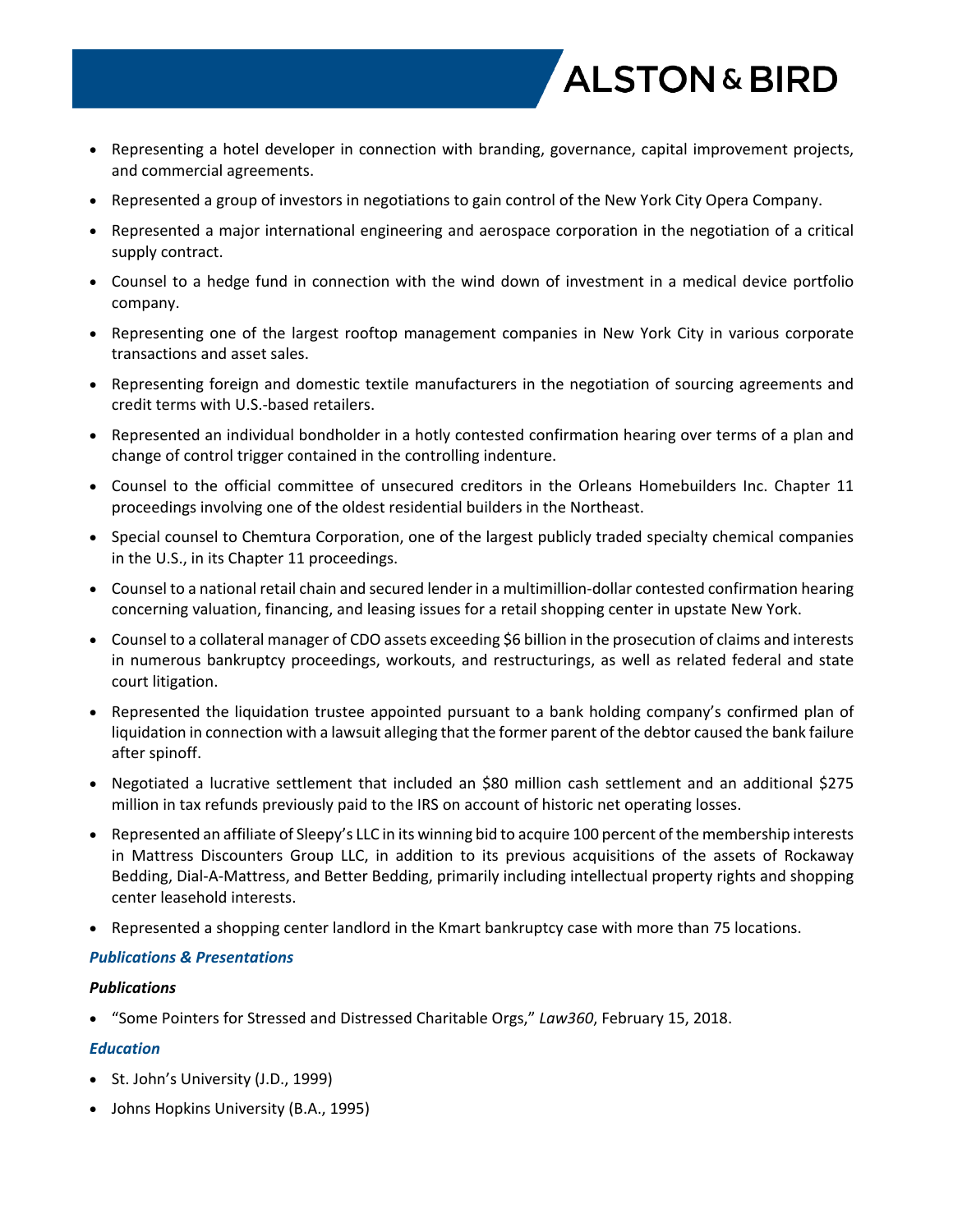- Representing a hotel developer in connection with branding, governance, capital improvement projects, and commercial agreements.
- Represented a group of investors in negotiations to gain control of the New York City Opera Company.
- Represented a major international engineering and aerospace corporation in the negotiation of a critical supply contract.
- Counsel to a hedge fund in connection with the wind down of investment in a medical device portfolio company.
- Representing one of the largest rooftop management companies in New York City in various corporate transactions and asset sales.
- Representing foreign and domestic textile manufacturers in the negotiation of sourcing agreements and credit terms with U.S.-based retailers.
- Represented an individual bondholder in a hotly contested confirmation hearing over terms of a plan and change of control trigger contained in the controlling indenture.
- Counsel to the official committee of unsecured creditors in the Orleans Homebuilders Inc. Chapter 11 proceedings involving one of the oldest residential builders in the Northeast.
- Special counsel to Chemtura Corporation, one of the largest publicly traded specialty chemical companies in the U.S., in its Chapter 11 proceedings.
- Counsel to a national retail chain and secured lender in a multimillion-dollar contested confirmation hearing concerning valuation, financing, and leasing issues for a retail shopping center in upstate New York.
- Counsel to a collateral manager of CDO assets exceeding $6 billion in the prosecution of claims and interests in numerous bankruptcy proceedings, workouts, and restructurings, as well as related federal and state court litigation.
- Represented the liquidation trustee appointed pursuant to a bank holding company's confirmed plan of liquidation in connection with a lawsuit alleging that the former parent of the debtor caused the bank failure after spinoff.
- Negotiated a lucrative settlement that included an $80 million cash settlement and an additional $275 million in tax refunds previously paid to the IRS on account of historic net operating losses.
- Represented an affiliate of Sleepy's LLC in its winning bid to acquire 100 percent of the membership interests in Mattress Discounters Group LLC, in addition to its previous acquisitions of the assets of Rockaway Bedding, Dial-A-Mattress, and Better Bedding, primarily including intellectual property rights and shopping center leasehold interests.
- Represented a shopping center landlord in the Kmart bankruptcy case with more than 75 locations.

### *Publications & Presentations*

#### *Publications*

- "Some Pointers for Stressed and Distressed Charitable Orgs," *Law360*, February 15, 2018.

### *Education*

- St. John's University (J.D., 1999)
- Johns Hopkins University (B.A., 1995)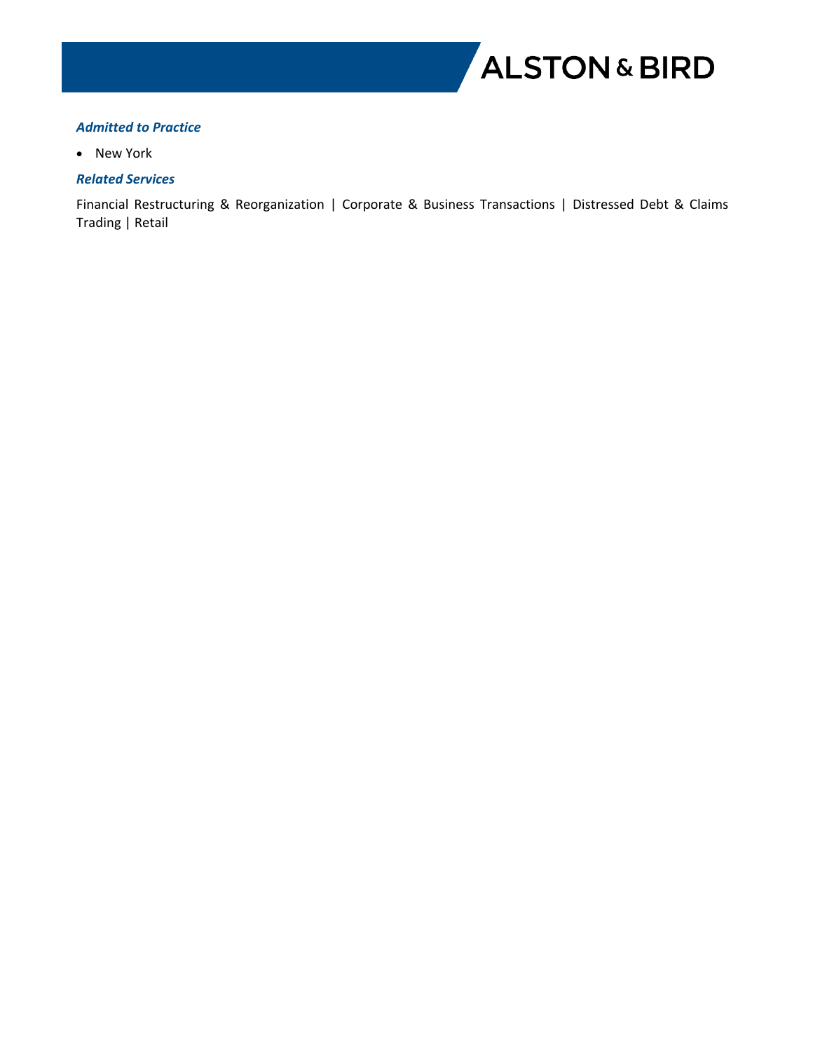***Admitted to Practice***

- New York

***Related Services***

Financial Restructuring & Reorganization | Corporate & Business Transactions | Distressed Debt & Claims Trading | Retail